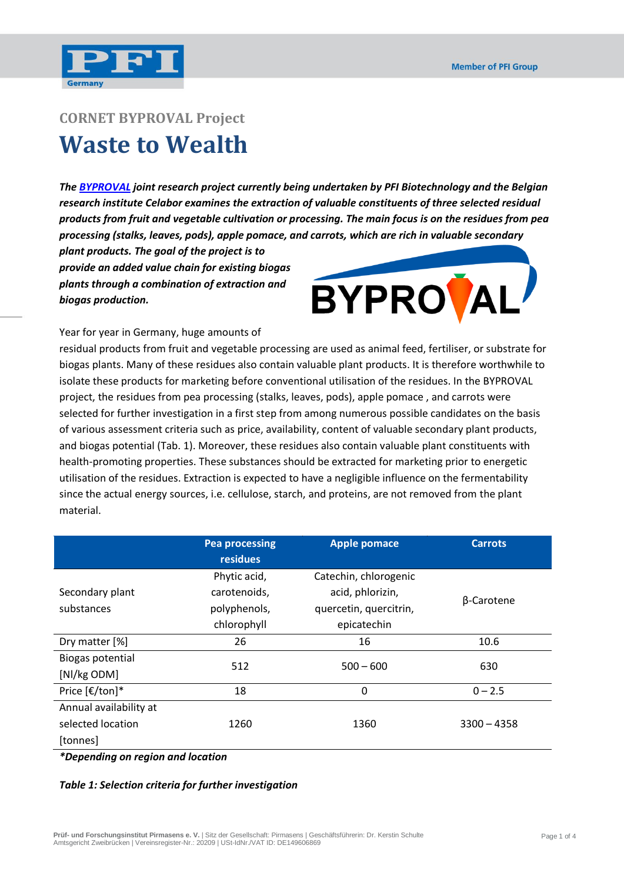## CORNET BYPROVAL Project

# Waste to Wealth

***The [BYPROVAL] joint research project currently being undertaken by PFI Biotechnology and the Belgian research institute Celabor examines the extraction of valuable constituents of three selected residual products from fruit and vegetable cultivation or processing. The main focus is on the residues from pea processing (stalks, leaves, pods), apple pomace, and carrots, which are rich in valuable secondary plant products. The goal of the project is to provide an added value chain for existing biogas plants through a combination of extraction and biogas production.***

Year for year in Germany, huge amounts of residual products from fruit and vegetable processing are used as animal feed, fertiliser, or substrate for biogas plants. Many of these residues also contain valuable plant products. It is therefore worthwhile to isolate these products for marketing before conventional utilisation of the residues. In the BYPROVAL project, the residues from pea processing (stalks, leaves, pods), apple pomace , and carrots were selected for further investigation in a first step from among numerous possible candidates on the basis of various assessment criteria such as price, availability, content of valuable secondary plant products, and biogas potential (Tab. 1). Moreover, these residues also contain valuable plant constituents with health-promoting properties. These substances should be extracted for marketing prior to energetic utilisation of the residues. Extraction is expected to have a negligible influence on the fermentability since the actual energy sources, i.e. cellulose, starch, and proteins, are not removed from the plant material.

| | Pea processing residues | Apple pomace | Carrots |
|---|---|---|---|
| Secondary plant substances | Phytic acid, carotenoids, polyphenols, chlorophyll | Catechin, chlorogenic acid, phlorizin, quercetin, quercitrin, epicatechin | β-Carotene |
| Dry matter [%] | 26 | 16 | 10.6 |
| Biogas potential [Nl/kg ODM] | 512 | 500 – 600 | 630 |
| Price [€/ton]* | 18 | 0 | 0 – 2.5 |
| Annual availability at selected location [tonnes] | 1260 | 1360 | 3300 – 4358 |

***Depending on region and location*

***Table 1: Selection criteria for further investigation***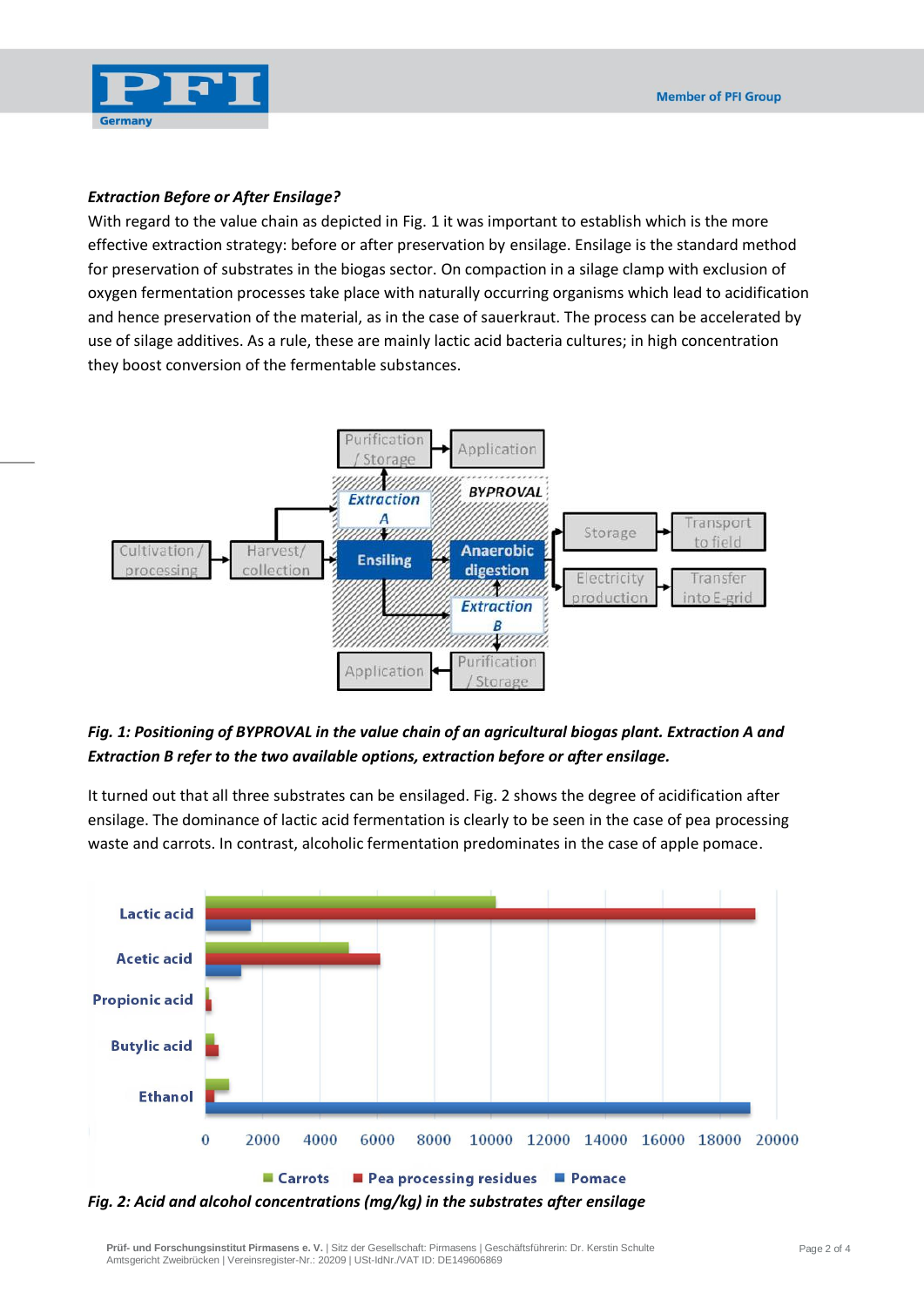***Extraction Before or After Ensilage?***

With regard to the value chain as depicted in Fig. 1 it was important to establish which is the more effective extraction strategy: before or after preservation by ensilage. Ensilage is the standard method for preservation of substrates in the biogas sector. On compaction in a silage clamp with exclusion of oxygen fermentation processes take place with naturally occurring organisms which lead to acidification and hence preservation of the material, as in the case of sauerkraut. The process can be accelerated by use of silage additives. As a rule, these are mainly lactic acid bacteria cultures; in high concentration they boost conversion of the fermentable substances.

***Fig. 1: Positioning of BYPROVAL in the value chain of an agricultural biogas plant. Extraction A and Extraction B refer to the two available options, extraction before or after ensilage.***

It turned out that all three substrates can be ensilaged. Fig. 2 shows the degree of acidification after ensilage. The dominance of lactic acid fermentation is clearly to be seen in the case of pea processing waste and carrots. In contrast, alcoholic fermentation predominates in the case of apple pomace.

***Fig. 2: Acid and alcohol concentrations (mg/kg) in the substrates after ensilage***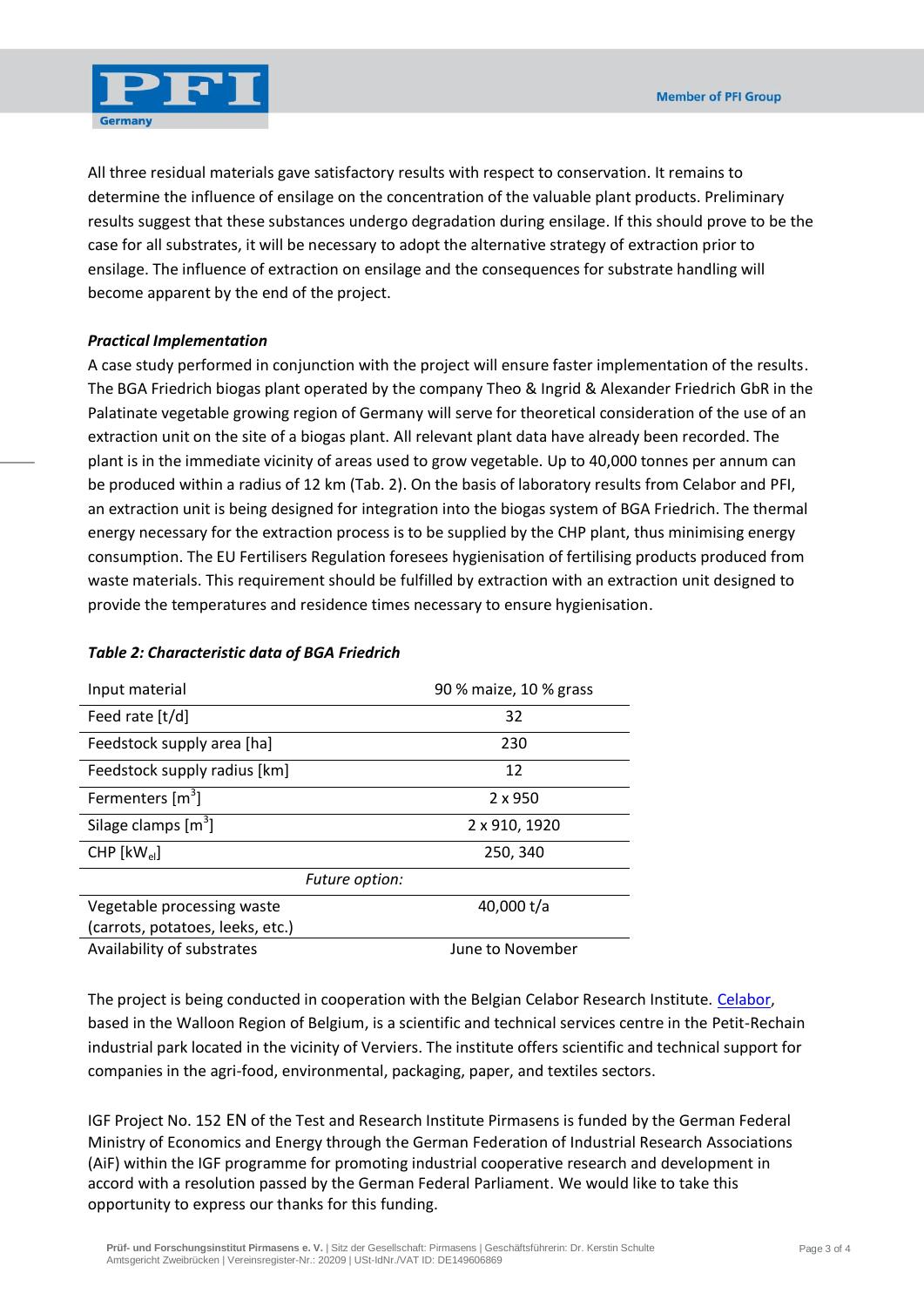All three residual materials gave satisfactory results with respect to conservation. It remains to determine the influence of ensilage on the concentration of the valuable plant products. Preliminary results suggest that these substances undergo degradation during ensilage. If this should prove to be the case for all substrates, it will be necessary to adopt the alternative strategy of extraction prior to ensilage. The influence of extraction on ensilage and the consequences for substrate handling will become apparent by the end of the project.

***Practical Implementation***

A case study performed in conjunction with the project will ensure faster implementation of the results. The BGA Friedrich biogas plant operated by the company Theo & Ingrid & Alexander Friedrich GbR in the Palatinate vegetable growing region of Germany will serve for theoretical consideration of the use of an extraction unit on the site of a biogas plant. All relevant plant data have already been recorded. The plant is in the immediate vicinity of areas used to grow vegetable. Up to 40,000 tonnes per annum can be produced within a radius of 12 km (Tab. 2). On the basis of laboratory results from Celabor and PFI, an extraction unit is being designed for integration into the biogas system of BGA Friedrich. The thermal energy necessary for the extraction process is to be supplied by the CHP plant, thus minimising energy consumption. The EU Fertilisers Regulation foresees hygienisation of fertilising products produced from waste materials. This requirement should be fulfilled by extraction with an extraction unit designed to provide the temperatures and residence times necessary to ensure hygienisation.

***Table 2: Characteristic data of BGA Friedrich***

| Input material | 90 % maize, 10 % grass |
|---|---|
| Feed rate [t/d] | 32 |
| Feedstock supply area [ha] | 230 |
| Feedstock supply radius [km] | 12 |
| Fermenters [$m^3$] | 2 x 950 |
| Silage clamps [$m^3$] | 2 x 910, 1920 |
| CHP [$kW_{el}$] | 250, 340 |
| *Future option:* | |
| Vegetable processing waste (carrots, potatoes, leeks, etc.) | 40,000 t/a |
| Availability of substrates | June to November |

The project is being conducted in cooperation with the Belgian Celabor Research Institute. Celabor, based in the Walloon Region of Belgium, is a scientific and technical services centre in the Petit-Rechain industrial park located in the vicinity of Verviers. The institute offers scientific and technical support for companies in the agri-food, environmental, packaging, paper, and textiles sectors.

IGF Project No. 152 EN of the Test and Research Institute Pirmasens is funded by the German Federal Ministry of Economics and Energy through the German Federation of Industrial Research Associations (AiF) within the IGF programme for promoting industrial cooperative research and development in accord with a resolution passed by the German Federal Parliament. We would like to take this opportunity to express our thanks for this funding.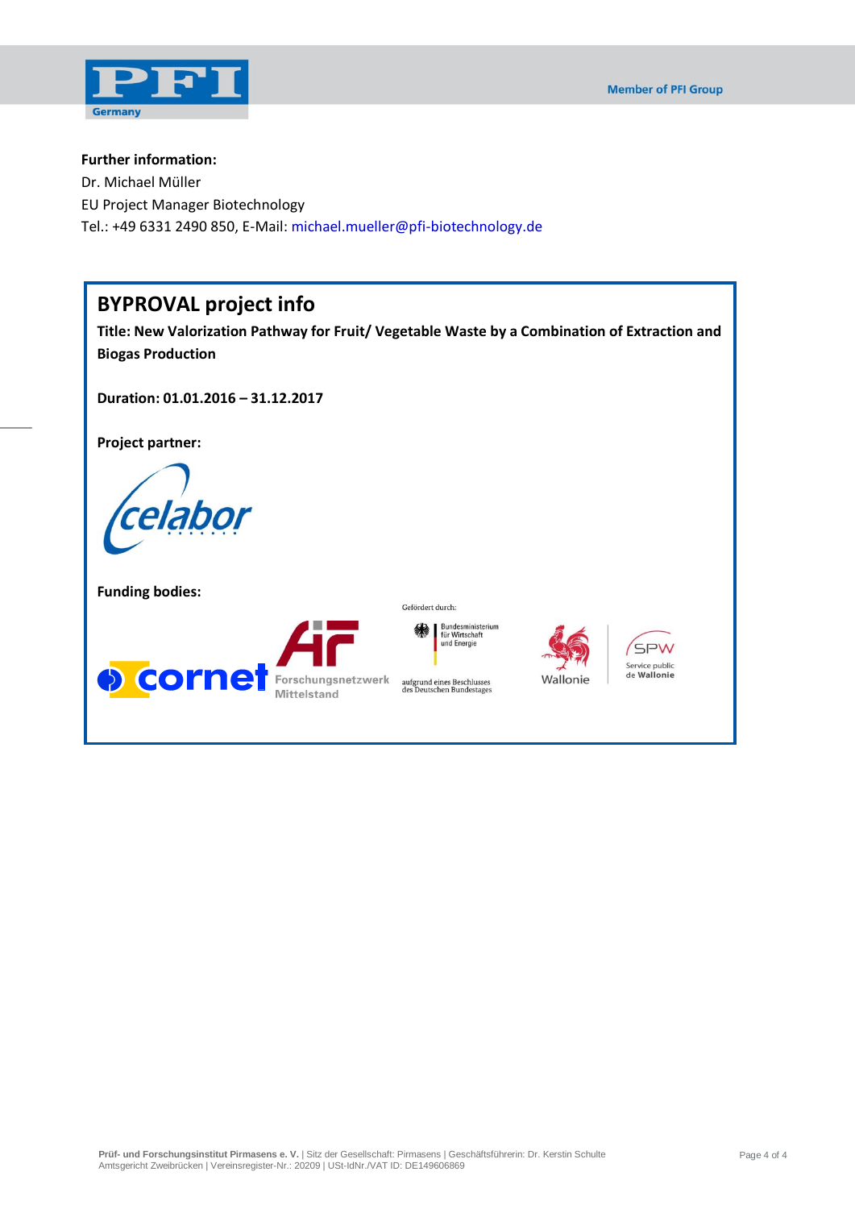**Further information:**
Dr. Michael Müller
EU Project Manager Biotechnology
Tel.: +49 6331 2490 850, E-Mail: michael.mueller@pfi-biotechnology.de

## BYPROVAL project info

**Title: New Valorization Pathway for Fruit/ Vegetable Waste by a Combination of Extraction and Biogas Production**

**Duration: 01.01.2016 – 31.12.2017**

**Project partner:**

celabor

**Funding bodies:**

cornet

AiF Forschungsnetzwerk Mittelstand

Gefördert durch: Bundesministerium für Wirtschaft und Energie aufgrund eines Beschlusses des Deutschen Bundestages

Wallonie

SPW Service public de Wallonie

**Prüf- und Forschungsinstitut Pirmasens e. V.** | Sitz der Gesellschaft: Pirmasens | Geschäftsführerin: Dr. Kerstin Schulte
Amtsgericht Zweibrücken | Vereinsregister-Nr.: 20209 | USt-IdNr./VAT ID: DE149606869